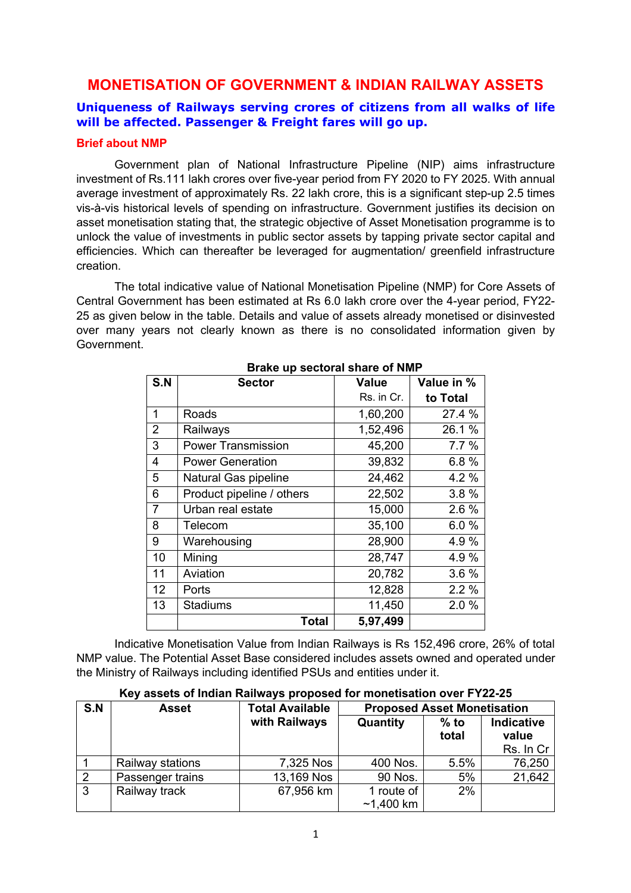# MONETISATION OF GOVERNMENT & INDIAN RAILWAY ASSETS

## Uniqueness of Railways serving crores of citizens from all walks of life will be affected. Passenger & Freight fares will go up.

### Brief about NMP

Government plan of National Infrastructure Pipeline (NIP) aims infrastructure investment of Rs.111 lakh crores over five-year period from FY 2020 to FY 2025. With annual average investment of approximately Rs. 22 lakh crore, this is a significant step-up 2.5 times vis-à-vis historical levels of spending on infrastructure. Government justifies its decision on asset monetisation stating that, the strategic objective of Asset Monetisation programme is to unlock the value of investments in public sector assets by tapping private sector capital and efficiencies. Which can thereafter be leveraged for augmentation/ greenfield infrastructure creation.

The total indicative value of National Monetisation Pipeline (NMP) for Core Assets of Central Government has been estimated at Rs 6.0 lakh crore over the 4-year period, FY22-25 as given below in the table. Details and value of assets already monetised or disinvested over many years not clearly known as there is no consolidated information given by Government.

**Brake up sectoral share of NMP**

| S.N | Sector | Value Rs. in Cr. | Value in % to Total |
|---|---|---|---|
| 1 | Roads | 1,60,200 | 27.4 % |
| 2 | Railways | 1,52,496 | 26.1 % |
| 3 | Power Transmission | 45,200 | 7.7 % |
| 4 | Power Generation | 39,832 | 6.8 % |
| 5 | Natural Gas pipeline | 24,462 | 4.2 % |
| 6 | Product pipeline / others | 22,502 | 3.8 % |
| 7 | Urban real estate | 15,000 | 2.6 % |
| 8 | Telecom | 35,100 | 6.0 % |
| 9 | Warehousing | 28,900 | 4.9 % |
| 10 | Mining | 28,747 | 4.9 % |
| 11 | Aviation | 20,782 | 3.6 % |
| 12 | Ports | 12,828 | 2.2 % |
| 13 | Stadiums | 11,450 | 2.0 % |
| | **Total** | **5,97,499** | |

Indicative Monetisation Value from Indian Railways is Rs 152,496 crore, 26% of total NMP value. The Potential Asset Base considered includes assets owned and operated under the Ministry of Railways including identified PSUs and entities under it.

**Key assets of Indian Railways proposed for monetisation over FY22-25**

| S.N | Asset | Total Available with Railways | Proposed Asset Monetisation | | |
|---|---|---|---|---|---|
| | | | Quantity | % to total | Indicative value Rs. In Cr |
| 1 | Railway stations | 7,325 Nos | 400 Nos. | 5.5% | 76,250 |
| 2 | Passenger trains | 13,169 Nos | 90 Nos. | 5% | 21,642 |
| 3 | Railway track | 67,956 km | 1 route of ~1,400 km | 2% | |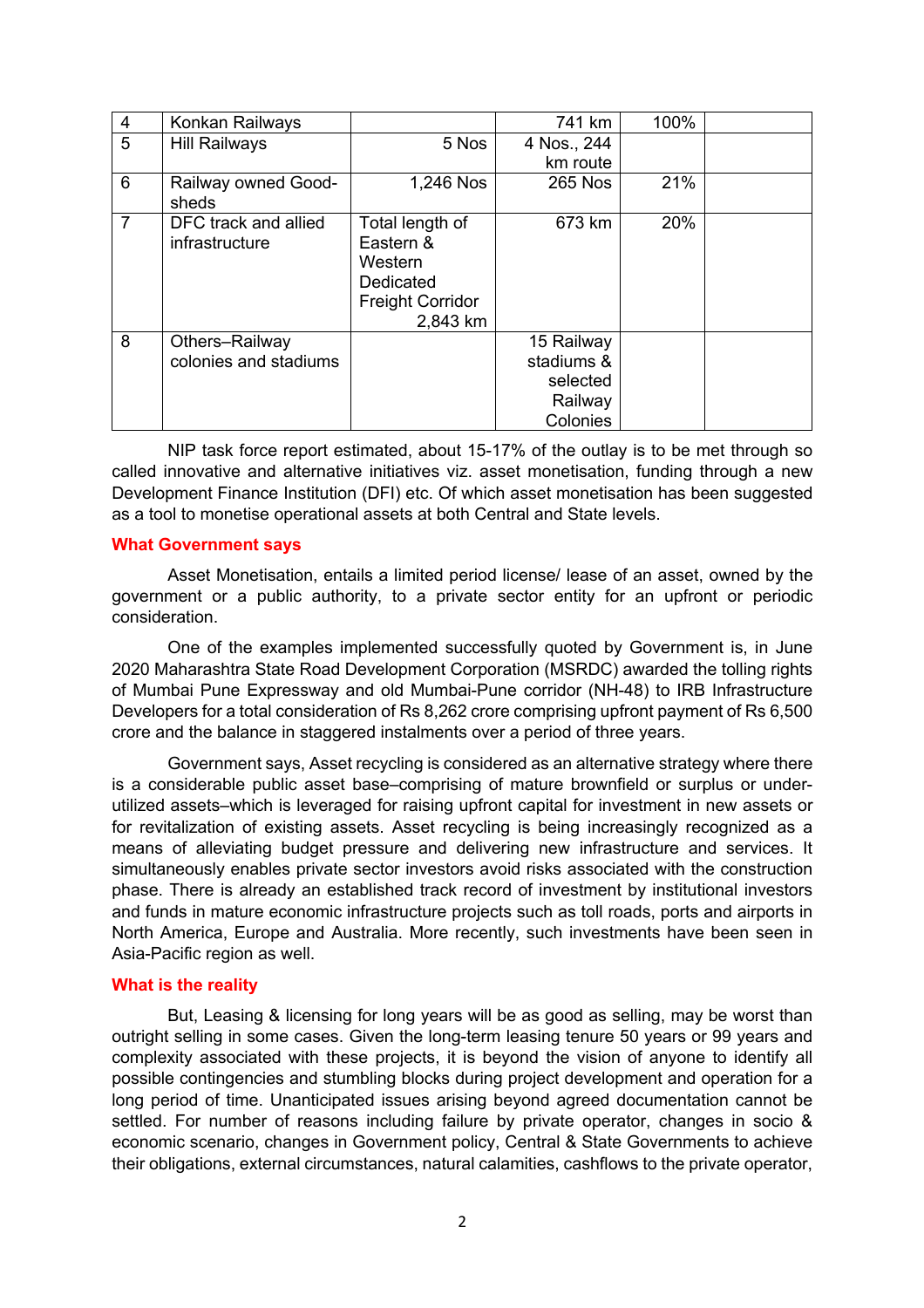| 4 | Konkan Railways | | 741 km | 100% | |
|---|---|---|---|---|---|
| 5 | Hill Railways | 5 Nos | 4 Nos., 244 km route | | |
| 6 | Railway owned Good-sheds | 1,246 Nos | 265 Nos | 21% | |
| 7 | DFC track and allied infrastructure | Total length of Eastern & Western Dedicated Freight Corridor 2,843 km | 673 km | 20% | |
| 8 | Others–Railway colonies and stadiums | | 15 Railway stadiums & selected Railway Colonies | | |

NIP task force report estimated, about 15-17% of the outlay is to be met through so called innovative and alternative initiatives viz. asset monetisation, funding through a new Development Finance Institution (DFI) etc. Of which asset monetisation has been suggested as a tool to monetise operational assets at both Central and State levels.

**What Government says**

Asset Monetisation, entails a limited period license/ lease of an asset, owned by the government or a public authority, to a private sector entity for an upfront or periodic consideration.

One of the examples implemented successfully quoted by Government is, in June 2020 Maharashtra State Road Development Corporation (MSRDC) awarded the tolling rights of Mumbai Pune Expressway and old Mumbai-Pune corridor (NH-48) to IRB Infrastructure Developers for a total consideration of Rs 8,262 crore comprising upfront payment of Rs 6,500 crore and the balance in staggered instalments over a period of three years.

Government says, Asset recycling is considered as an alternative strategy where there is a considerable public asset base–comprising of mature brownfield or surplus or under-utilized assets–which is leveraged for raising upfront capital for investment in new assets or for revitalization of existing assets. Asset recycling is being increasingly recognized as a means of alleviating budget pressure and delivering new infrastructure and services. It simultaneously enables private sector investors avoid risks associated with the construction phase. There is already an established track record of investment by institutional investors and funds in mature economic infrastructure projects such as toll roads, ports and airports in North America, Europe and Australia. More recently, such investments have been seen in Asia-Pacific region as well.

**What is the reality**

But, Leasing & licensing for long years will be as good as selling, may be worst than outright selling in some cases. Given the long-term leasing tenure 50 years or 99 years and complexity associated with these projects, it is beyond the vision of anyone to identify all possible contingencies and stumbling blocks during project development and operation for a long period of time. Unanticipated issues arising beyond agreed documentation cannot be settled. For number of reasons including failure by private operator, changes in socio & economic scenario, changes in Government policy, Central & State Governments to achieve their obligations, external circumstances, natural calamities, cashflows to the private operator,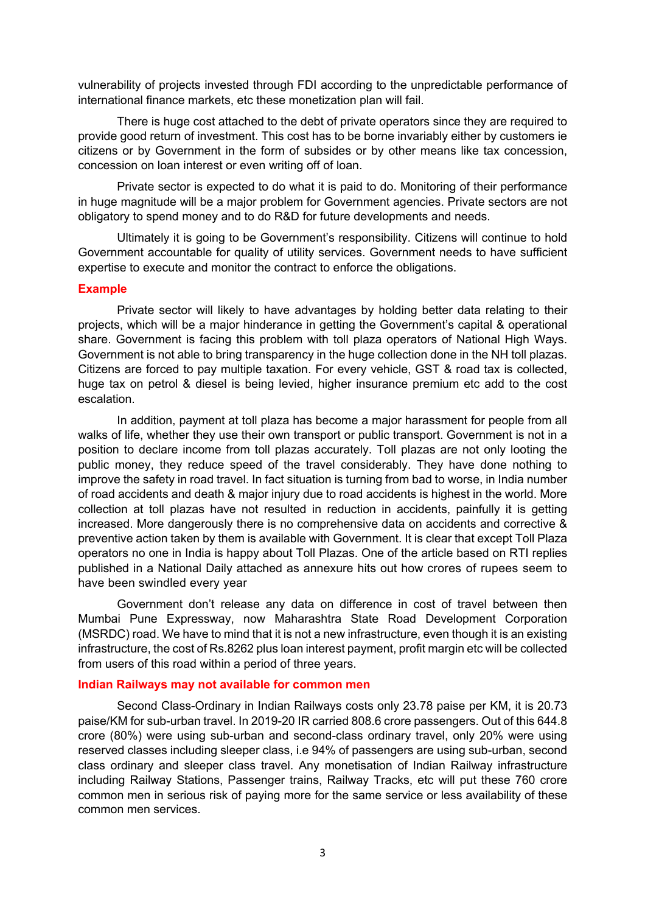vulnerability of projects invested through FDI according to the unpredictable performance of international finance markets, etc these monetization plan will fail.

There is huge cost attached to the debt of private operators since they are required to provide good return of investment. This cost has to be borne invariably either by customers ie citizens or by Government in the form of subsides or by other means like tax concession, concession on loan interest or even writing off of loan.

Private sector is expected to do what it is paid to do. Monitoring of their performance in huge magnitude will be a major problem for Government agencies. Private sectors are not obligatory to spend money and to do R&D for future developments and needs.

Ultimately it is going to be Government's responsibility. Citizens will continue to hold Government accountable for quality of utility services. Government needs to have sufficient expertise to execute and monitor the contract to enforce the obligations.

**Example**

Private sector will likely to have advantages by holding better data relating to their projects, which will be a major hinderance in getting the Government's capital & operational share. Government is facing this problem with toll plaza operators of National High Ways. Government is not able to bring transparency in the huge collection done in the NH toll plazas. Citizens are forced to pay multiple taxation. For every vehicle, GST & road tax is collected, huge tax on petrol & diesel is being levied, higher insurance premium etc add to the cost escalation.

In addition, payment at toll plaza has become a major harassment for people from all walks of life, whether they use their own transport or public transport. Government is not in a position to declare income from toll plazas accurately. Toll plazas are not only looting the public money, they reduce speed of the travel considerably. They have done nothing to improve the safety in road travel. In fact situation is turning from bad to worse, in India number of road accidents and death & major injury due to road accidents is highest in the world. More collection at toll plazas have not resulted in reduction in accidents, painfully it is getting increased. More dangerously there is no comprehensive data on accidents and corrective & preventive action taken by them is available with Government. It is clear that except Toll Plaza operators no one in India is happy about Toll Plazas. One of the article based on RTI replies published in a National Daily attached as annexure hits out how crores of rupees seem to have been swindled every year

Government don't release any data on difference in cost of travel between then Mumbai Pune Expressway, now Maharashtra State Road Development Corporation (MSRDC) road. We have to mind that it is not a new infrastructure, even though it is an existing infrastructure, the cost of Rs.8262 plus loan interest payment, profit margin etc will be collected from users of this road within a period of three years.

**Indian Railways may not available for common men**

Second Class-Ordinary in Indian Railways costs only 23.78 paise per KM, it is 20.73 paise/KM for sub-urban travel. In 2019-20 IR carried 808.6 crore passengers. Out of this 644.8 crore (80%) were using sub-urban and second-class ordinary travel, only 20% were using reserved classes including sleeper class, i.e 94% of passengers are using sub-urban, second class ordinary and sleeper class travel. Any monetisation of Indian Railway infrastructure including Railway Stations, Passenger trains, Railway Tracks, etc will put these 760 crore common men in serious risk of paying more for the same service or less availability of these common men services.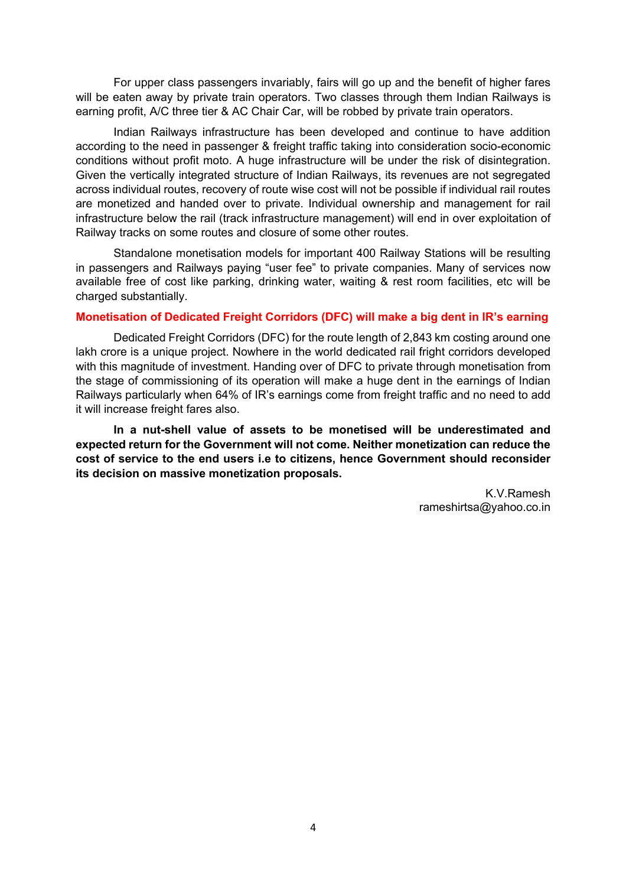For upper class passengers invariably, fairs will go up and the benefit of higher fares will be eaten away by private train operators. Two classes through them Indian Railways is earning profit, A/C three tier & AC Chair Car, will be robbed by private train operators.

Indian Railways infrastructure has been developed and continue to have addition according to the need in passenger & freight traffic taking into consideration socio-economic conditions without profit moto. A huge infrastructure will be under the risk of disintegration. Given the vertically integrated structure of Indian Railways, its revenues are not segregated across individual routes, recovery of route wise cost will not be possible if individual rail routes are monetized and handed over to private. Individual ownership and management for rail infrastructure below the rail (track infrastructure management) will end in over exploitation of Railway tracks on some routes and closure of some other routes.

Standalone monetisation models for important 400 Railway Stations will be resulting in passengers and Railways paying "user fee" to private companies. Many of services now available free of cost like parking, drinking water, waiting & rest room facilities, etc will be charged substantially.

### Monetisation of Dedicated Freight Corridors (DFC) will make a big dent in IR's earning

Dedicated Freight Corridors (DFC) for the route length of 2,843 km costing around one lakh crore is a unique project. Nowhere in the world dedicated rail fright corridors developed with this magnitude of investment. Handing over of DFC to private through monetisation from the stage of commissioning of its operation will make a huge dent in the earnings of Indian Railways particularly when 64% of IR's earnings come from freight traffic and no need to add it will increase freight fares also.

**In a nut-shell value of assets to be monetised will be underestimated and expected return for the Government will not come. Neither monetization can reduce the cost of service to the end users i.e to citizens, hence Government should reconsider its decision on massive monetization proposals.**

K.V.Ramesh
rameshirtsa@yahoo.co.in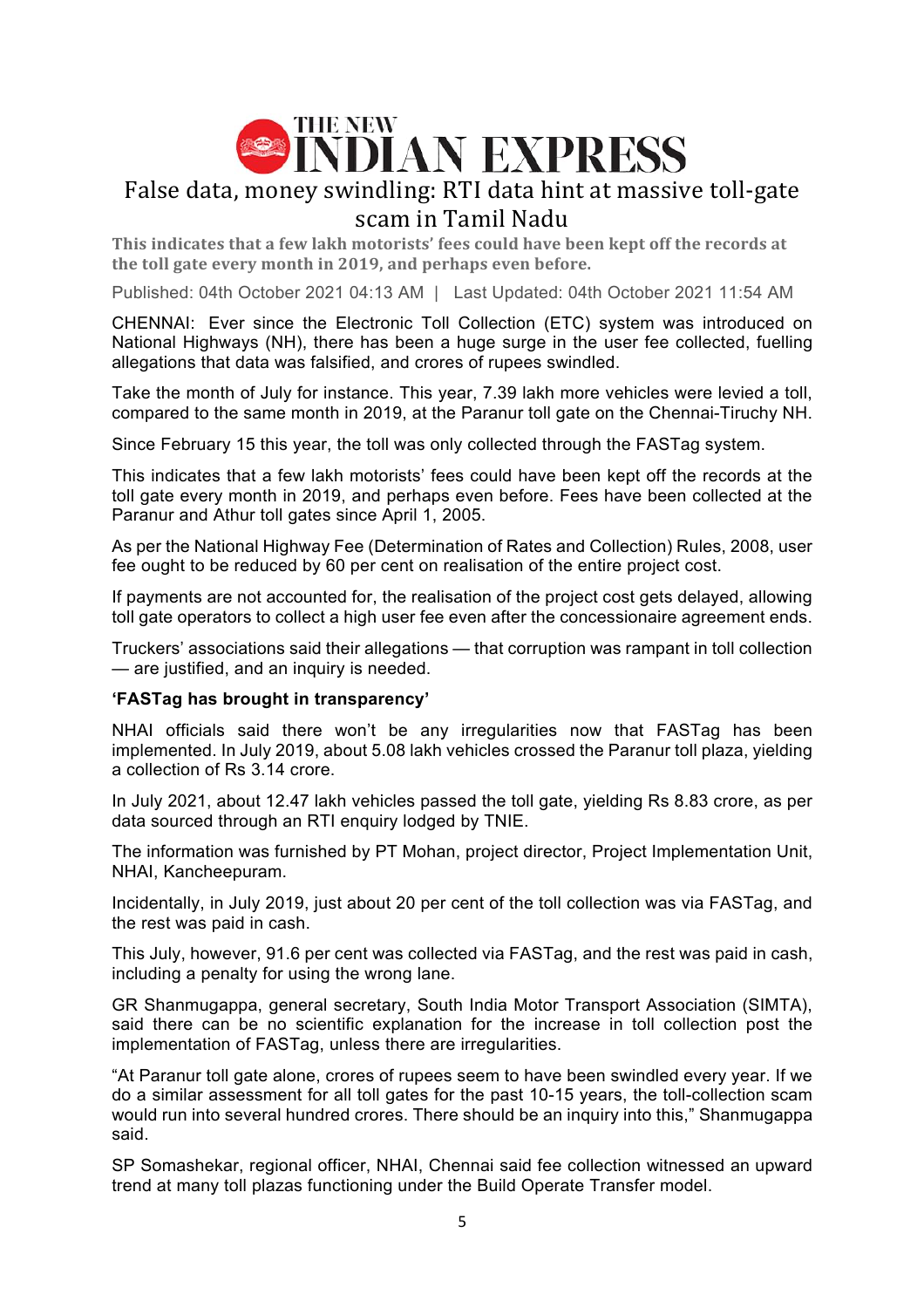THE NEW INDIAN EXPRESS

# False data, money swindling: RTI data hint at massive toll-gate scam in Tamil Nadu

**This indicates that a few lakh motorists' fees could have been kept off the records at the toll gate every month in 2019, and perhaps even before.**

Published: 04th October 2021 04:13 AM | Last Updated: 04th October 2021 11:54 AM

CHENNAI: Ever since the Electronic Toll Collection (ETC) system was introduced on National Highways (NH), there has been a huge surge in the user fee collected, fuelling allegations that data was falsified, and crores of rupees swindled.

Take the month of July for instance. This year, 7.39 lakh more vehicles were levied a toll, compared to the same month in 2019, at the Paranur toll gate on the Chennai-Tiruchy NH.

Since February 15 this year, the toll was only collected through the FASTag system.

This indicates that a few lakh motorists' fees could have been kept off the records at the toll gate every month in 2019, and perhaps even before. Fees have been collected at the Paranur and Athur toll gates since April 1, 2005.

As per the National Highway Fee (Determination of Rates and Collection) Rules, 2008, user fee ought to be reduced by 60 per cent on realisation of the entire project cost.

If payments are not accounted for, the realisation of the project cost gets delayed, allowing toll gate operators to collect a high user fee even after the concessionaire agreement ends.

Truckers' associations said their allegations — that corruption was rampant in toll collection — are justified, and an inquiry is needed.

**'FASTag has brought in transparency'**

NHAI officials said there won't be any irregularities now that FASTag has been implemented. In July 2019, about 5.08 lakh vehicles crossed the Paranur toll plaza, yielding a collection of Rs 3.14 crore.

In July 2021, about 12.47 lakh vehicles passed the toll gate, yielding Rs 8.83 crore, as per data sourced through an RTI enquiry lodged by TNIE.

The information was furnished by PT Mohan, project director, Project Implementation Unit, NHAI, Kancheepuram.

Incidentally, in July 2019, just about 20 per cent of the toll collection was via FASTag, and the rest was paid in cash.

This July, however, 91.6 per cent was collected via FASTag, and the rest was paid in cash, including a penalty for using the wrong lane.

GR Shanmugappa, general secretary, South India Motor Transport Association (SIMTA), said there can be no scientific explanation for the increase in toll collection post the implementation of FASTag, unless there are irregularities.

"At Paranur toll gate alone, crores of rupees seem to have been swindled every year. If we do a similar assessment for all toll gates for the past 10-15 years, the toll-collection scam would run into several hundred crores. There should be an inquiry into this," Shanmugappa said.

SP Somashekar, regional officer, NHAI, Chennai said fee collection witnessed an upward trend at many toll plazas functioning under the Build Operate Transfer model.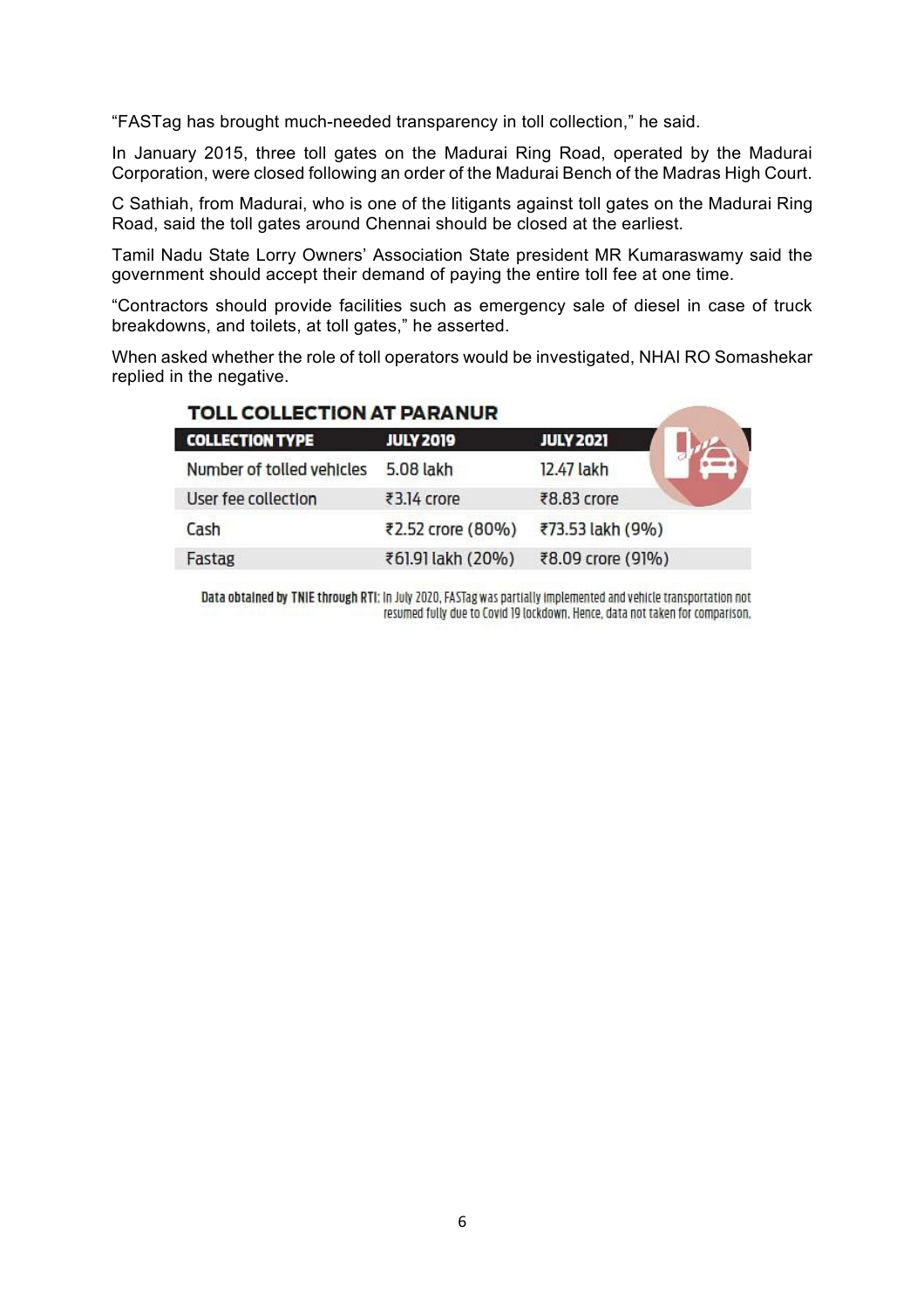"FASTag has brought much-needed transparency in toll collection," he said.

In January 2015, three toll gates on the Madurai Ring Road, operated by the Madurai Corporation, were closed following an order of the Madurai Bench of the Madras High Court.

C Sathiah, from Madurai, who is one of the litigants against toll gates on the Madurai Ring Road, said the toll gates around Chennai should be closed at the earliest.

Tamil Nadu State Lorry Owners' Association State president MR Kumaraswamy said the government should accept their demand of paying the entire toll fee at one time.

"Contractors should provide facilities such as emergency sale of diesel in case of truck breakdowns, and toilets, at toll gates," he asserted.

When asked whether the role of toll operators would be investigated, NHAI RO Somashekar replied in the negative.

**TOLL COLLECTION AT PARANUR**

| COLLECTION TYPE | JULY 2019 | JULY 2021 |
|---|---|---|
| Number of tolled vehicles | 5.08 lakh | 12.47 lakh |
| User fee collection | ₹3.14 crore | ₹8.83 crore |
| Cash | ₹2.52 crore (80%) | ₹73.53 lakh (9%) |
| Fastag | ₹61.91 lakh (20%) | ₹8.09 crore (91%) |

**Data obtained by TNIE through RTI:** In July 2020, FASTag was partially implemented and vehicle transportation not resumed fully due to Covid 19 lockdown. Hence, data not taken for comparison.